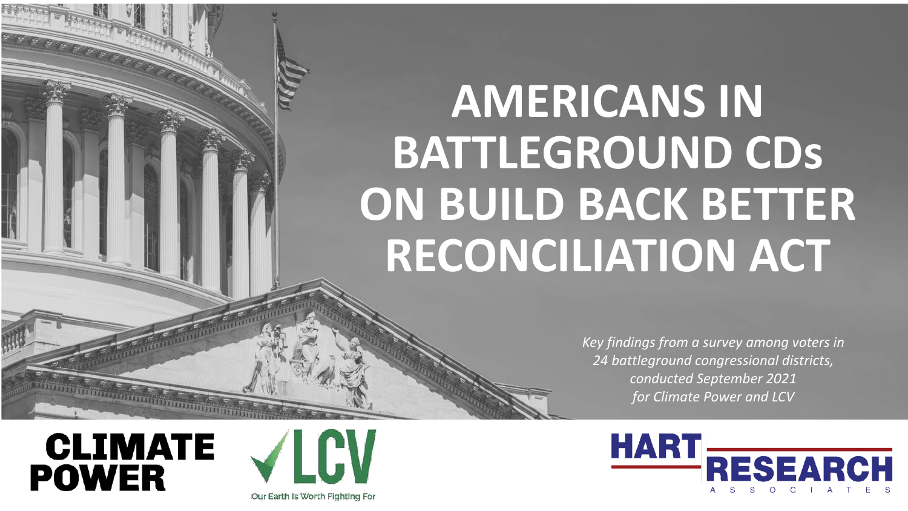# AMERICANS IN BATTLEGROUND CDs ON BUILD BACK BETTER RECONCILIATION ACT

*Key findings from a survey among voters in 24 battleground congressional districts, conducted September 2021 for Climate Power and LCV*

CLIMATE POWER

LCV

Our Earth Is Worth Fighting For

HART RESEARCH ASSOCIATES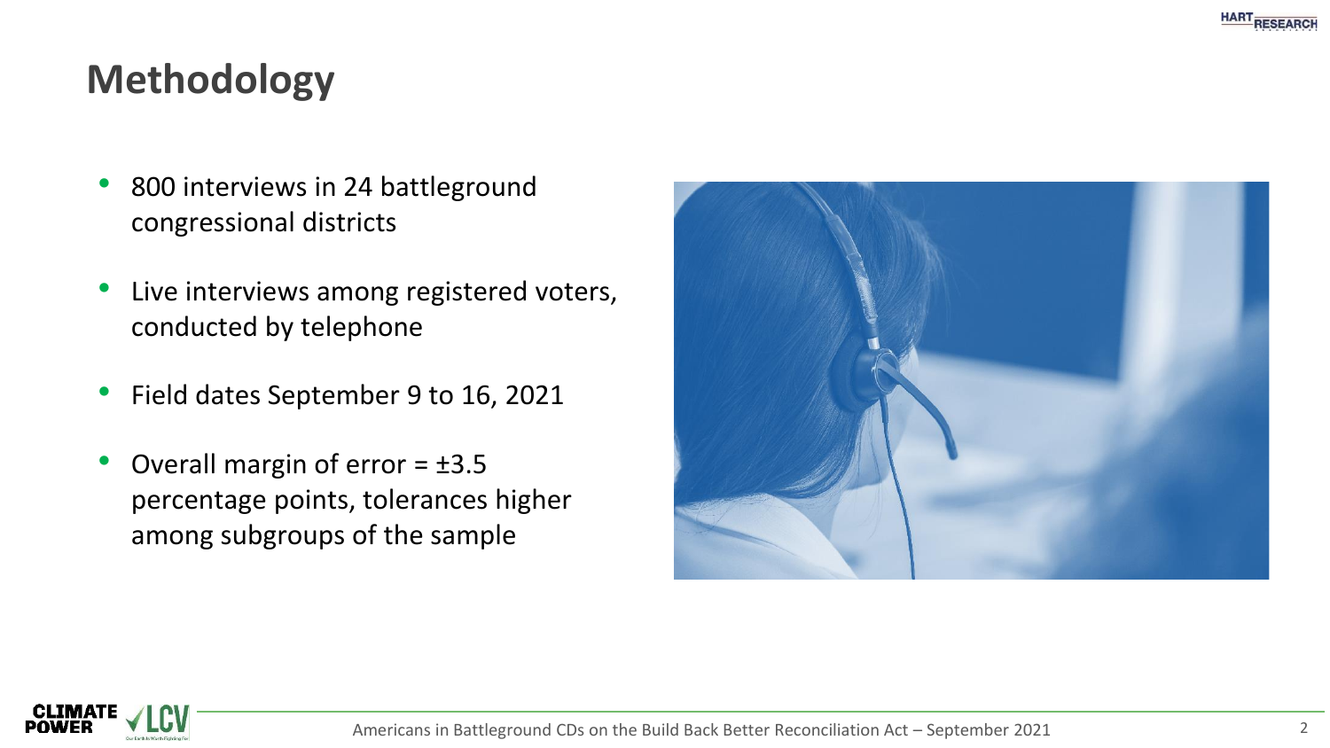# Methodology

- 800 interviews in 24 battleground congressional districts
- Live interviews among registered voters, conducted by telephone
- Field dates September 9 to 16, 2021
- Overall margin of error = ±3.5 percentage points, tolerances higher among subgroups of the sample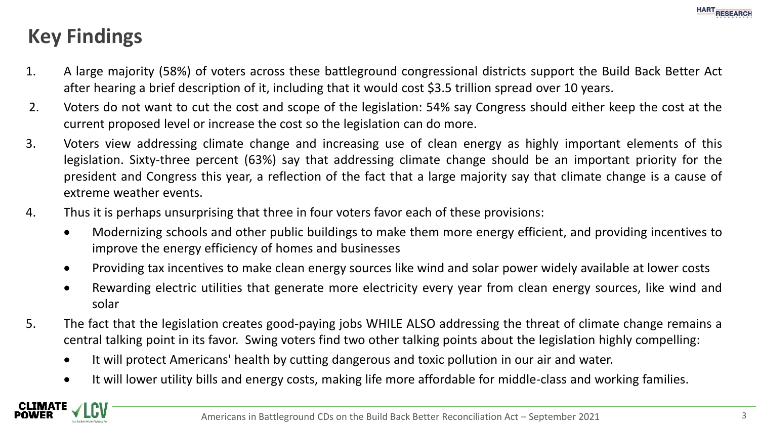# Key Findings

1. A large majority (58%) of voters across these battleground congressional districts support the Build Back Better Act after hearing a brief description of it, including that it would cost $3.5 trillion spread over 10 years.
2. Voters do not want to cut the cost and scope of the legislation: 54% say Congress should either keep the cost at the current proposed level or increase the cost so the legislation can do more.
3. Voters view addressing climate change and increasing use of clean energy as highly important elements of this legislation. Sixty-three percent (63%) say that addressing climate change should be an important priority for the president and Congress this year, a reflection of the fact that a large majority say that climate change is a cause of extreme weather events.
4. Thus it is perhaps unsurprising that three in four voters favor each of these provisions:
   - Modernizing schools and other public buildings to make them more energy efficient, and providing incentives to improve the energy efficiency of homes and businesses
   - Providing tax incentives to make clean energy sources like wind and solar power widely available at lower costs
   - Rewarding electric utilities that generate more electricity every year from clean energy sources, like wind and solar
5. The fact that the legislation creates good-paying jobs WHILE ALSO addressing the threat of climate change remains a central talking point in its favor. Swing voters find two other talking points about the legislation highly compelling:
   - It will protect Americans' health by cutting dangerous and toxic pollution in our air and water.
   - It will lower utility bills and energy costs, making life more affordable for middle-class and working families.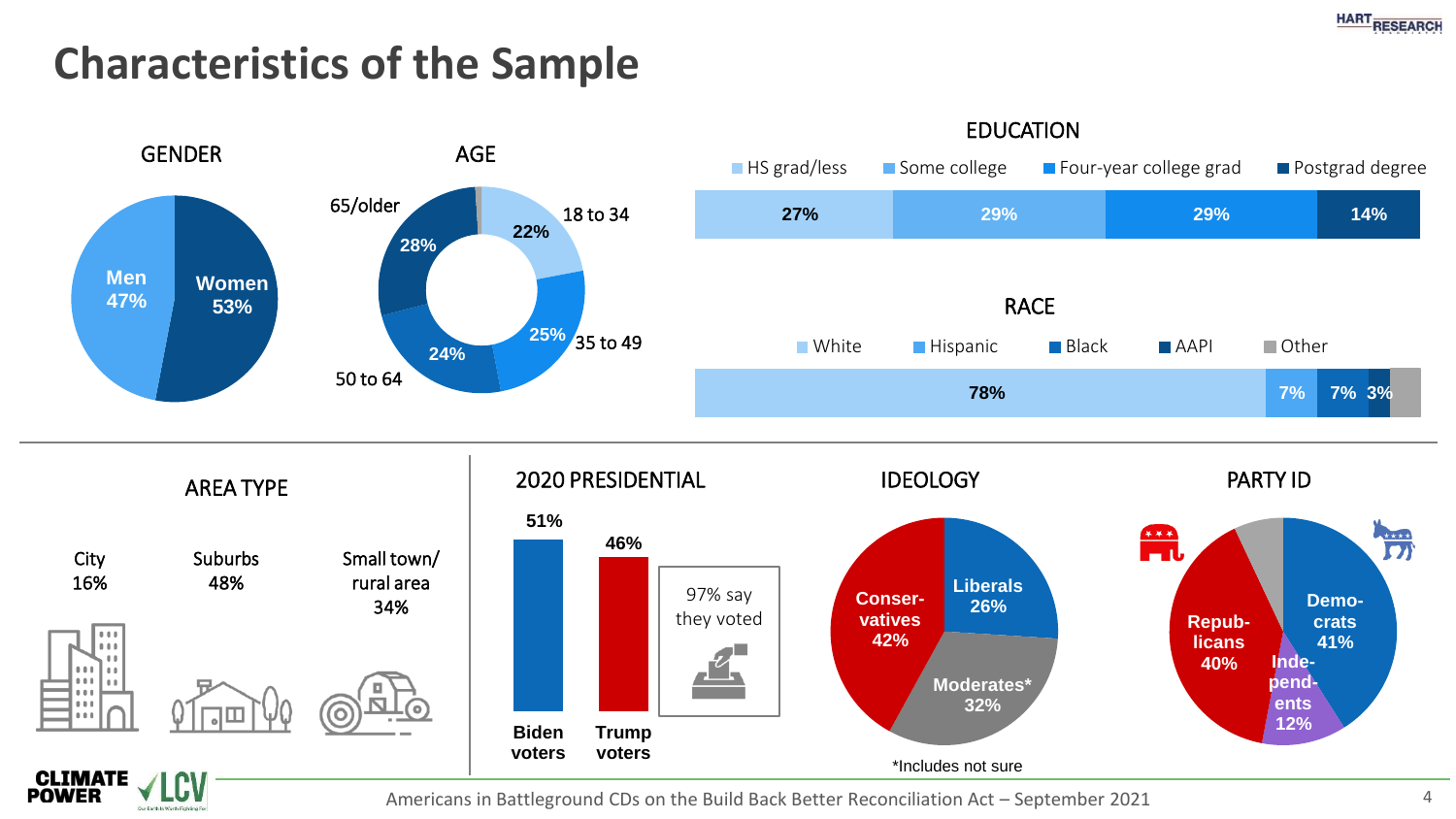# Characteristics of the Sample

## GENDER

| Gender | % |
|---|---|
| Men | 47% |
| Women | 53% |

## AGE

| Age | % |
|---|---|
| 18 to 34 | 22% |
| 35 to 49 | 25% |
| 50 to 64 | 24% |
| 65/older | 28% |

## EDUCATION

| HS grad/less | Some college | Four-year college grad | Postgrad degree |
|---|---|---|---|
| 27% | 29% | 29% | 14% |

## RACE

| White | Hispanic | Black | AAPI | Other |
|---|---|---|---|---|
| 78% | 7% | 7% | 3% | |

## AREA TYPE

| City | Suburbs | Small town/ rural area |
|---|---|---|
| 16% | 48% | 34% |

## 2020 PRESIDENTIAL

| Biden voters | Trump voters |
|---|---|
| 51% | 46% |

97% say they voted

## IDEOLOGY

| Liberals | Moderates* | Conservatives |
|---|---|---|
| 26% | 32% | 42% |

*Includes not sure

## PARTY ID

| Democrats | Independents | Republicans |
|---|---|---|
| 41% | 12% | 40% |

Americans in Battleground CDs on the Build Back Better Reconciliation Act – September 2021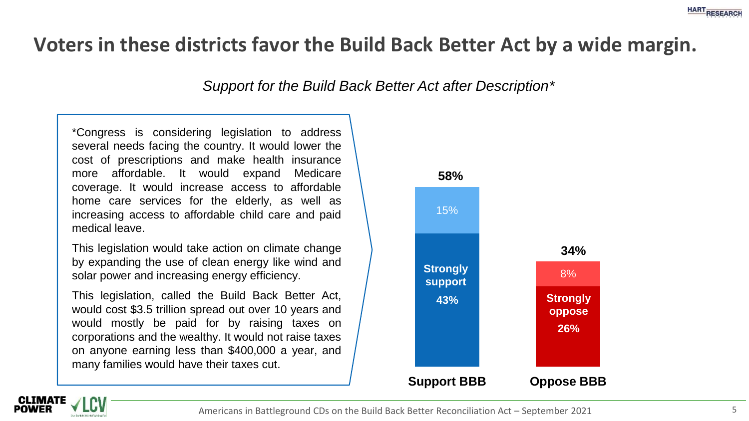# Voters in these districts favor the Build Back Better Act by a wide margin.

*Support for the Build Back Better Act after Description**

*Congress is considering legislation to address several needs facing the country. It would lower the cost of prescriptions and make health insurance more affordable. It would expand Medicare coverage. It would increase access to affordable home care services for the elderly, as well as increasing access to affordable child care and paid medical leave.

This legislation would take action on climate change by expanding the use of clean energy like wind and solar power and increasing energy efficiency.

This legislation, called the Build Back Better Act, would cost $3.5 trillion spread out over 10 years and would mostly be paid for by raising taxes on corporations and the wealthy. It would not raise taxes on anyone earning less than $400,000 a year, and many families would have their taxes cut.

| | Support BBB | Oppose BBB |
| --- | --- | --- |
| Total | 58% | 34% |
| Somewhat | 15% | 8% |
| Strongly | 43% | 26% |

Americans in Battleground CDs on the Build Back Better Reconciliation Act – September 2021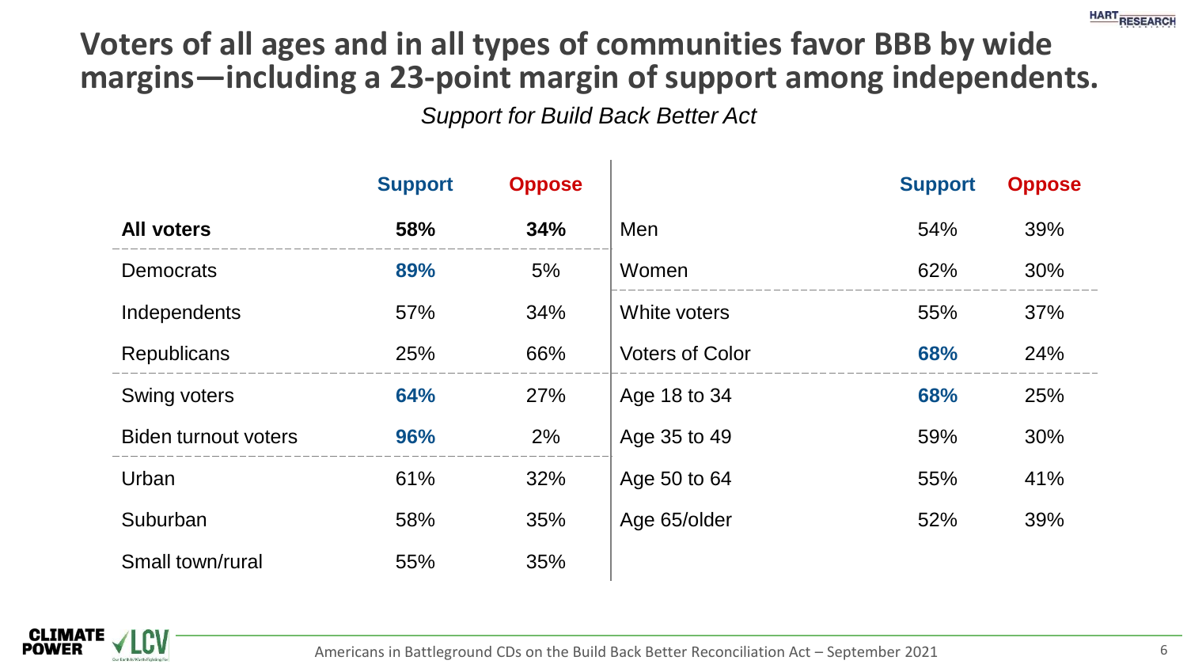# Voters of all ages and in all types of communities favor BBB by wide margins—including a 23-point margin of support among independents.

*Support for Build Back Better Act*

| | Support | Oppose |
|---|---|---|
| **All voters** | **58%** | **34%** |
| Democrats | **89%** | 5% |
| Independents | 57% | 34% |
| Republicans | 25% | 66% |
| Swing voters | **64%** | 27% |
| Biden turnout voters | **96%** | 2% |
| Urban | 61% | 32% |
| Suburban | 58% | 35% |
| Small town/rural | 55% | 35% |

| | Support | Oppose |
|---|---|---|
| Men | 54% | 39% |
| Women | 62% | 30% |
| White voters | 55% | 37% |
| Voters of Color | **68%** | 24% |
| Age 18 to 34 | **68%** | 25% |
| Age 35 to 49 | 59% | 30% |
| Age 50 to 64 | 55% | 41% |
| Age 65/older | 52% | 39% |

Americans in Battleground CDs on the Build Back Better Reconciliation Act – September 2021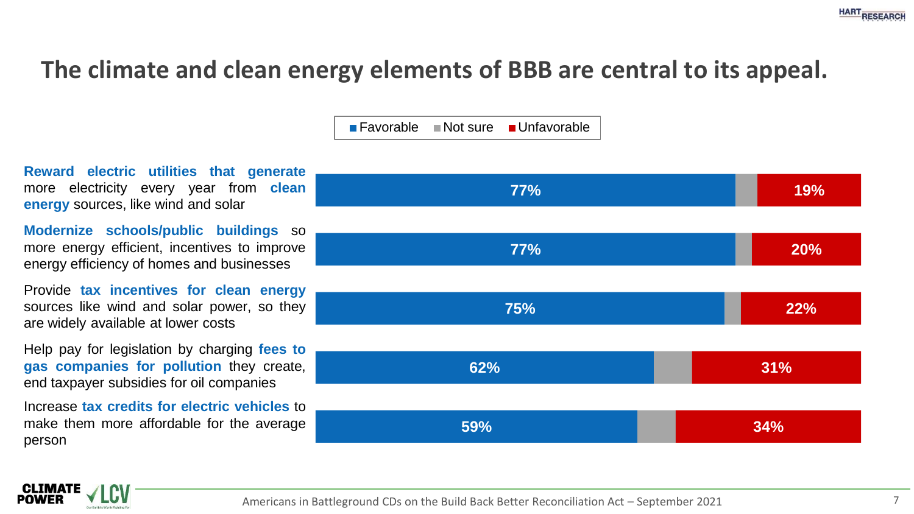# The climate and clean energy elements of BBB are central to its appeal.

| | Favorable | Not sure | Unfavorable |
|---|---|---|---|
| **Reward electric utilities that generate** more electricity every year from **clean energy** sources, like wind and solar | 77% | | 19% |
| **Modernize schools/public buildings** so more energy efficient, incentives to improve energy efficiency of homes and businesses | 77% | | 20% |
| Provide **tax incentives for clean energy** sources like wind and solar power, so they are widely available at lower costs | 75% | | 22% |
| Help pay for legislation by charging **fees to gas companies for pollution** they create, end taxpayer subsidies for oil companies | 62% | | 31% |
| Increase **tax credits for electric vehicles** to make them more affordable for the average person | 59% | | 34% |

Americans in Battleground CDs on the Build Back Better Reconciliation Act – September 2021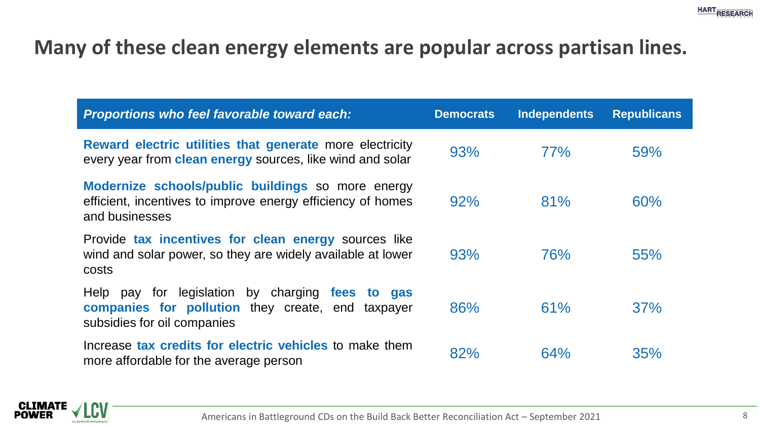# Many of these clean energy elements are popular across partisan lines.

| *Proportions who feel favorable toward each:* | Democrats | Independents | Republicans |
|---|---|---|---|
| **Reward electric utilities that generate** more electricity every year from **clean energy** sources, like wind and solar | 93% | 77% | 59% |
| **Modernize schools/public buildings** so more energy efficient, incentives to improve energy efficiency of homes and businesses | 92% | 81% | 60% |
| Provide **tax incentives for clean energy** sources like wind and solar power, so they are widely available at lower costs | 93% | 76% | 55% |
| Help pay for legislation by charging **fees to gas companies for pollution** they create, end taxpayer subsidies for oil companies | 86% | 61% | 37% |
| Increase **tax credits for electric vehicles** to make them more affordable for the average person | 82% | 64% | 35% |

Americans in Battleground CDs on the Build Back Better Reconciliation Act – September 2021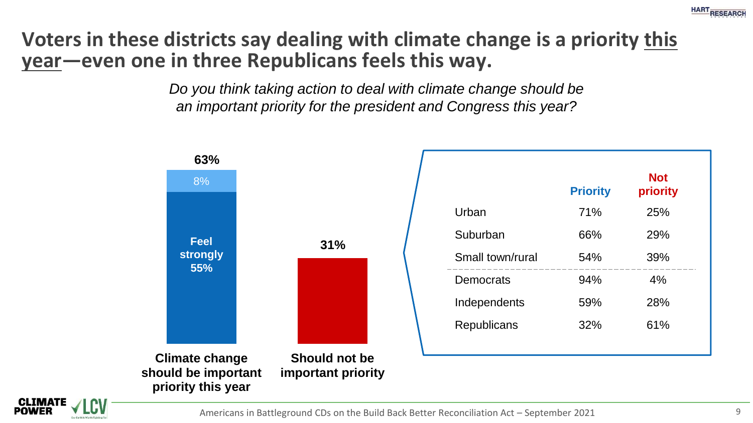# Voters in these districts say dealing with climate change is a priority this year—even one in three Republicans feels this way.

*Do you think taking action to deal with climate change should be an important priority for the president and Congress this year?*

**63%**

8%

**Feel strongly 55%**

**31%**

**Climate change should be important priority this year**

**Should not be important priority**

| | Priority | Not priority |
|---|---|---|
| Urban | 71% | 25% |
| Suburban | 66% | 29% |
| Small town/rural | 54% | 39% |
| Democrats | 94% | 4% |
| Independents | 59% | 28% |
| Republicans | 32% | 61% |

Americans in Battleground CDs on the Build Back Better Reconciliation Act – September 2021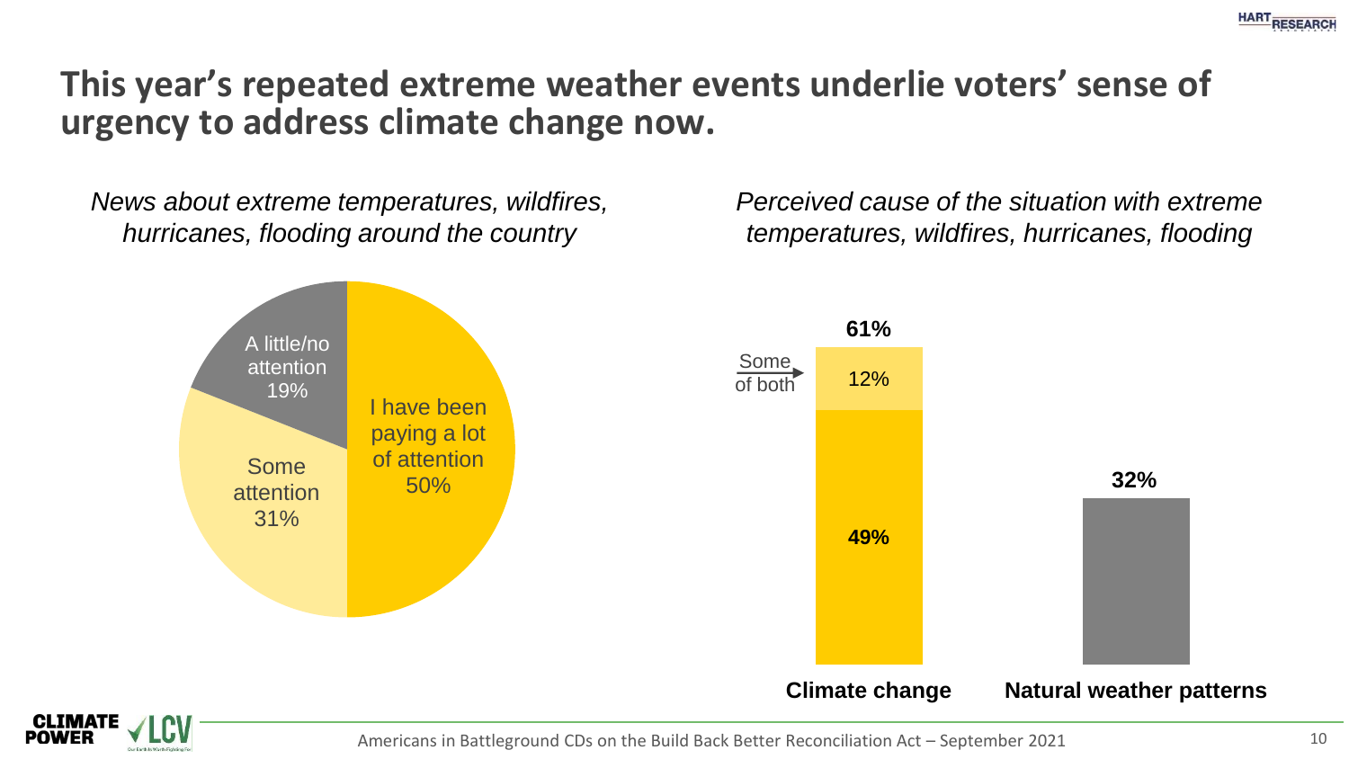# This year's repeated extreme weather events underlie voters' sense of urgency to address climate change now.

*News about extreme temperatures, wildfires, hurricanes, flooding around the country*

| Response | % |
|---|---|
| I have been paying a lot of attention | 50% |
| Some attention | 31% |
| A little/no attention | 19% |

*Perceived cause of the situation with extreme temperatures, wildfires, hurricanes, flooding*

| | Climate change | Natural weather patterns |
|---|---|---|
| Total | **61%** | **32%** |
| Some of both | 12% | |
| Climate change only | **49%** | |

Americans in Battleground CDs on the Build Back Better Reconciliation Act – September 2021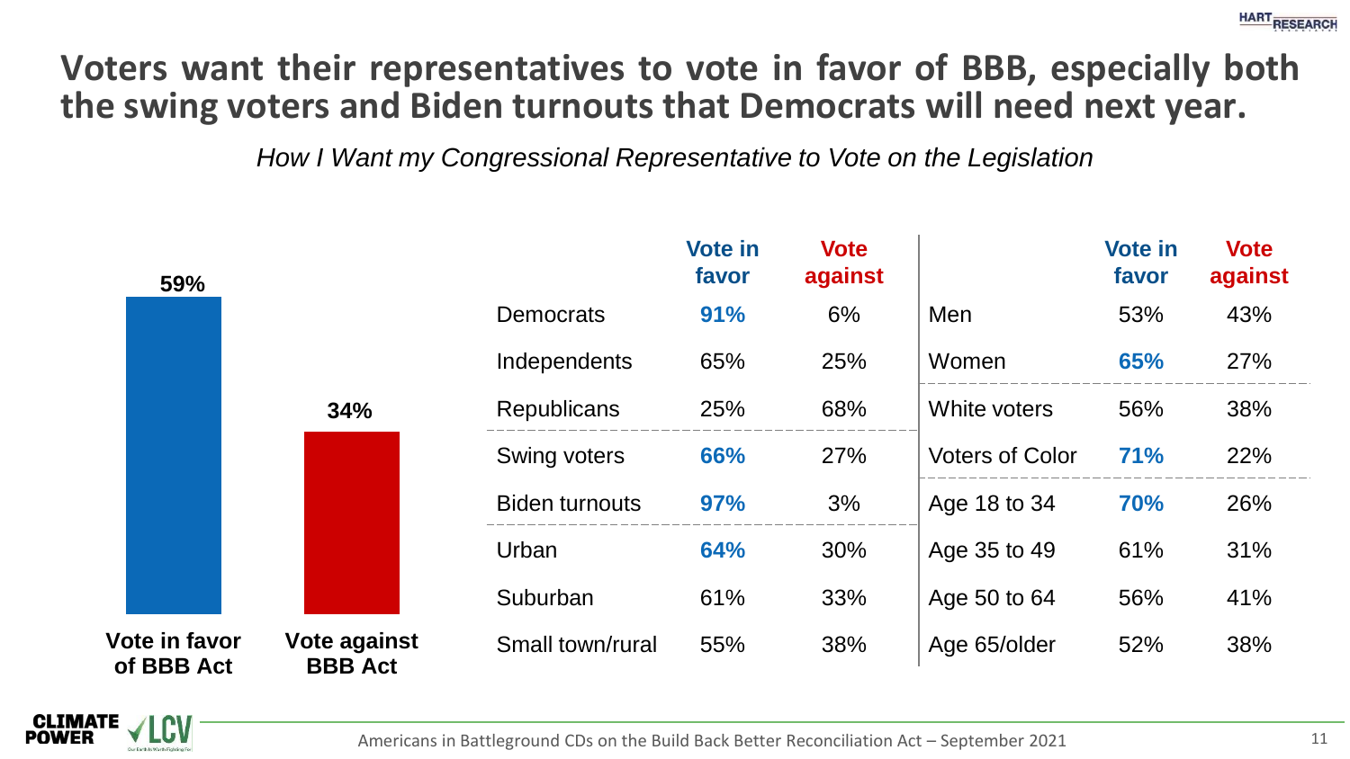# Voters want their representatives to vote in favor of BBB, especially both the swing voters and Biden turnouts that Democrats will need next year.

*How I Want my Congressional Representative to Vote on the Legislation*

| | Percent |
|---|---|
| Vote in favor of BBB Act | 59% |
| Vote against BBB Act | 34% |

| | Vote in favor | Vote against |
|---|---|---|
| Democrats | **91%** | 6% |
| Independents | 65% | 25% |
| Republicans | 25% | 68% |
| Swing voters | **66%** | 27% |
| Biden turnouts | **97%** | 3% |
| Urban | **64%** | 30% |
| Suburban | 61% | 33% |
| Small town/rural | 55% | 38% |

| | Vote in favor | Vote against |
|---|---|---|
| Men | 53% | 43% |
| Women | **65%** | 27% |
| White voters | 56% | 38% |
| Voters of Color | **71%** | 22% |
| Age 18 to 34 | **70%** | 26% |
| Age 35 to 49 | 61% | 31% |
| Age 50 to 64 | 56% | 41% |
| Age 65/older | 52% | 38% |

Americans in Battleground CDs on the Build Back Better Reconciliation Act – September 2021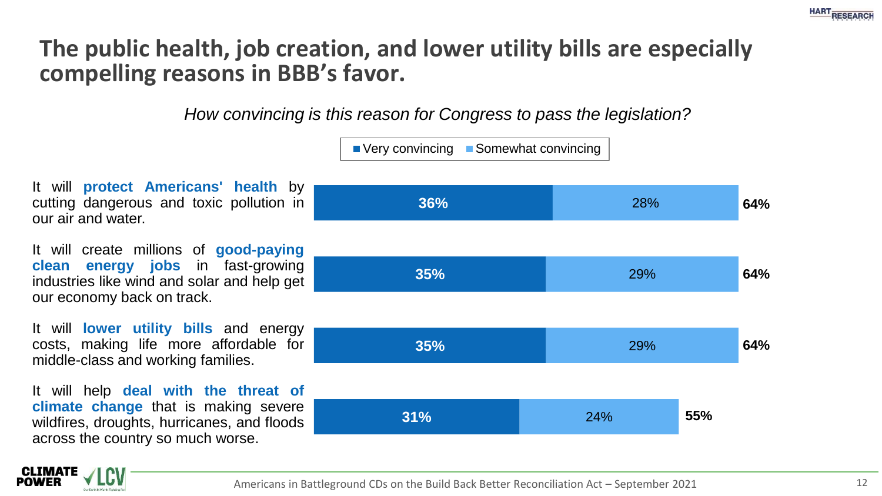# The public health, job creation, and lower utility bills are especially compelling reasons in BBB's favor.

*How convincing is this reason for Congress to pass the legislation?*

| Reason | Very convincing | Somewhat convincing | Total |
|---|---|---|---|
| It will **protect Americans' health** by cutting dangerous and toxic pollution in our air and water. | 36% | 28% | 64% |
| It will create millions of **good-paying clean energy jobs** in fast-growing industries like wind and solar and help get our economy back on track. | 35% | 29% | 64% |
| It will **lower utility bills** and energy costs, making life more affordable for middle-class and working families. | 35% | 29% | 64% |
| It will help **deal with the threat of climate change** that is making severe wildfires, droughts, hurricanes, and floods across the country so much worse. | 31% | 24% | 55% |

Americans in Battleground CDs on the Build Back Better Reconciliation Act – September 2021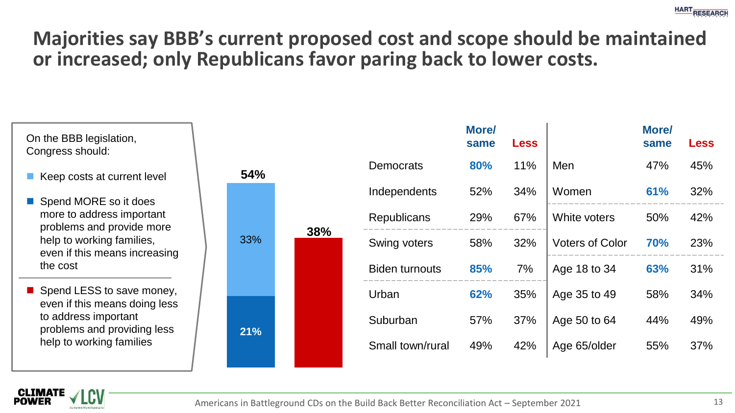# Majorities say BBB's current proposed cost and scope should be maintained or increased; only Republicans favor paring back to lower costs.

On the BBB legislation, Congress should:

- Keep costs at current level
- Spend MORE so it does more to address important problems and provide more help to working families, even if this means increasing the cost
- Spend LESS to save money, even if this means doing less to address important problems and providing less help to working families

| | More/same | Less |
|---|---|---|
| Total | 54% (Keep costs at current level: 33%; Spend MORE: 21%) | 38% |

| | More/same | Less | | More/same | Less |
|---|---|---|---|---|---|
| Democrats | **80%** | 11% | Men | 47% | 45% |
| Independents | 52% | 34% | Women | **61%** | 32% |
| Republicans | 29% | 67% | White voters | 50% | 42% |
| Swing voters | 58% | 32% | Voters of Color | **70%** | 23% |
| Biden turnouts | **85%** | 7% | Age 18 to 34 | **63%** | 31% |
| Urban | **62%** | 35% | Age 35 to 49 | 58% | 34% |
| Suburban | 57% | 37% | Age 50 to 64 | 44% | 49% |
| Small town/rural | 49% | 42% | Age 65/older | 55% | 37% |

Americans in Battleground CDs on the Build Back Better Reconciliation Act – September 2021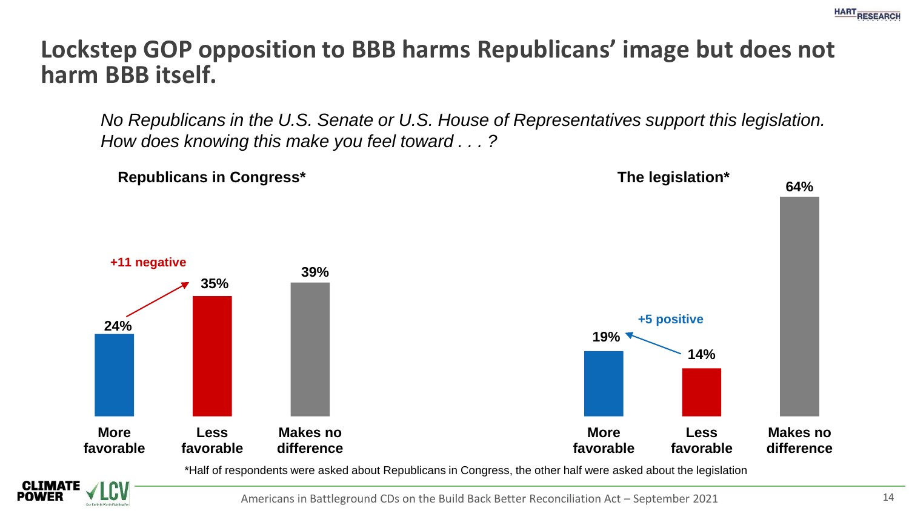# Lockstep GOP opposition to BBB harms Republicans' image but does not harm BBB itself.

*No Republicans in the U.S. Senate or U.S. House of Representatives support this legislation. How does knowing this make you feel toward . . . ?*

**Republicans in Congress***

+11 negative

24%
35%
39%

More favorable
Less favorable
Makes no difference

**The legislation***

+5 positive

19%
14%
64%

More favorable
Less favorable
Makes no difference

*Half of respondents were asked about Republicans in Congress, the other half were asked about the legislation